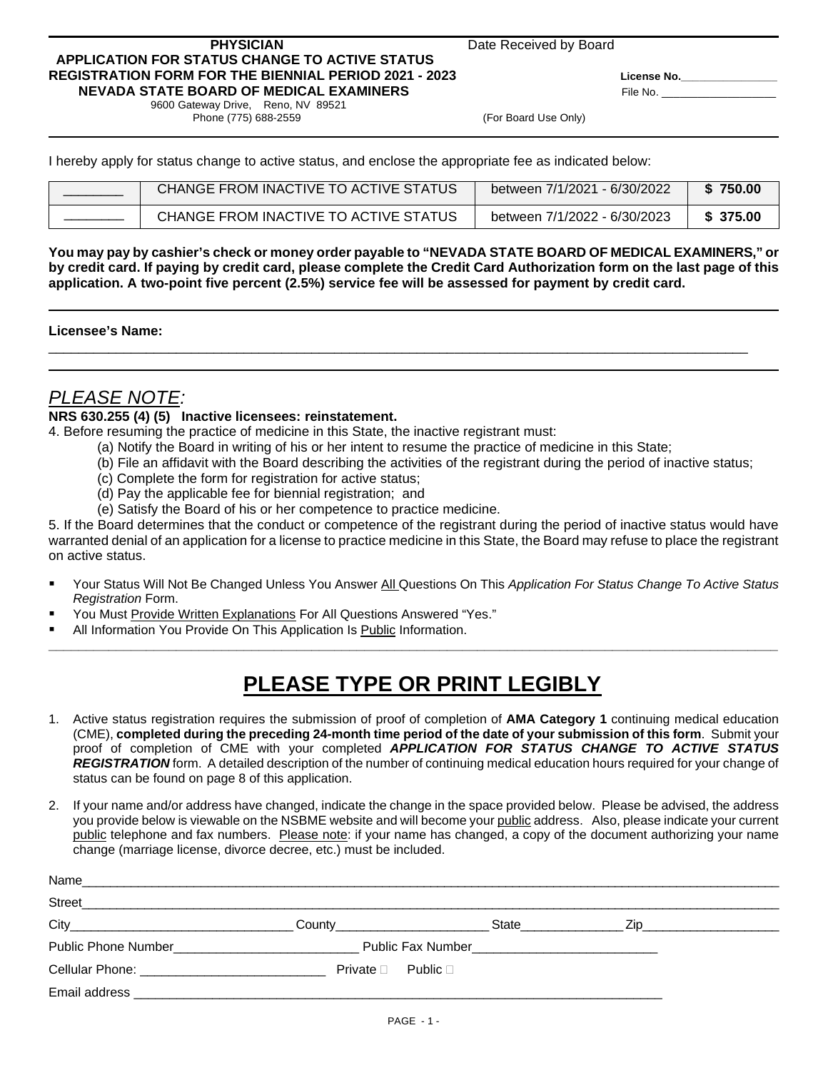**PHYSICIAN**
**APPLICATION FOR STATUS CHANGE TO ACTIVE STATUS**
**REGISTRATION FORM FOR THE BIENNIAL PERIOD 2021 - 2023**
**NEVADA STATE BOARD OF MEDICAL EXAMINERS**
9600 Gateway Drive, Reno, NV 89521
Phone (775) 688-2559

Date Received by Board

**License No.**_______________
File No. ___________________

(For Board Use Only)

I hereby apply for status change to active status, and enclose the appropriate fee as indicated below:

| | | | |
|---|---|---|---|
| ________ | CHANGE FROM INACTIVE TO ACTIVE STATUS | between 7/1/2021 - 6/30/2022 | **$ 750.00** |
| ________ | CHANGE FROM INACTIVE TO ACTIVE STATUS | between 7/1/2022 - 6/30/2023 | **$ 375.00** |

**You may pay by cashier's check or money order payable to "NEVADA STATE BOARD OF MEDICAL EXAMINERS," or by credit card. If paying by credit card, please complete the Credit Card Authorization form on the last page of this application. A two-point five percent (2.5%) service fee will be assessed for payment by credit card.**

**Licensee's Name:**
_______________________________________________________________________________

## *PLEASE NOTE:*

**NRS 630.255 (4) (5) Inactive licensees: reinstatement.**

4. Before resuming the practice of medicine in this State, the inactive registrant must:
   (a) Notify the Board in writing of his or her intent to resume the practice of medicine in this State;
   (b) File an affidavit with the Board describing the activities of the registrant during the period of inactive status;
   (c) Complete the form for registration for active status;
   (d) Pay the applicable fee for biennial registration; and
   (e) Satisfy the Board of his or her competence to practice medicine.

5. If the Board determines that the conduct or competence of the registrant during the period of inactive status would have warranted denial of an application for a license to practice medicine in this State, the Board may refuse to place the registrant on active status.

- Your Status Will Not Be Changed Unless You Answer All Questions On This *Application For Status Change To Active Status Registration* Form.
- You Must Provide Written Explanations For All Questions Answered "Yes."
- All Information You Provide On This Application Is Public Information.

# PLEASE TYPE OR PRINT LEGIBLY

1. Active status registration requires the submission of proof of completion of **AMA Category 1** continuing medical education (CME), **completed during the preceding 24-month time period of the date of your submission of this form**. Submit your proof of completion of CME with your completed ***APPLICATION FOR STATUS CHANGE TO ACTIVE STATUS REGISTRATION*** form. A detailed description of the number of continuing medical education hours required for your change of status can be found on page 8 of this application.

2. If your name and/or address have changed, indicate the change in the space provided below. Please be advised, the address you provide below is viewable on the NSBME website and will become your public address. Also, please indicate your current public telephone and fax numbers. Please note: if your name has changed, a copy of the document authorizing your name change (marriage license, divorce decree, etc.) must be included.

Name_______________________________________________________________________________

Street_______________________________________________________________________________

City______________________________ County_____________________ State______________ Zip___________________

Public Phone Number__________________________ Public Fax Number__________________________

Cellular Phone: __________________________ Private ☐ Public ☐

Email address ___________________________________________________________________________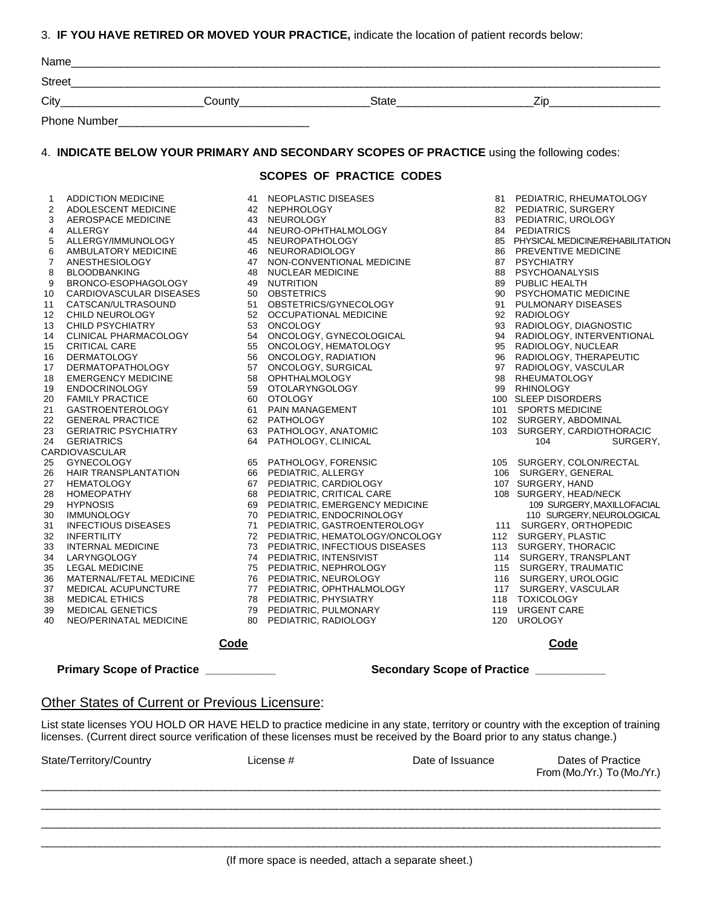3. **IF YOU HAVE RETIRED OR MOVED YOUR PRACTICE,** indicate the location of patient records below:

Name___________________________________________________________________________

Street__________________________________________________________________________

City______________________County____________________State_____________________Zip_________________

Phone Number_____________________________

4. **INDICATE BELOW YOUR PRIMARY AND SECONDARY SCOPES OF PRACTICE** using the following codes:

**SCOPES OF PRACTICE CODES**

| Code | Scope | Code | Scope | Code | Scope |
|---|---|---|---|---|---|
| 1 | ADDICTION MEDICINE | 41 | NEOPLASTIC DISEASES | 81 | PEDIATRIC, RHEUMATOLOGY |
| 2 | ADOLESCENT MEDICINE | 42 | NEPHROLOGY | 82 | PEDIATRIC, SURGERY |
| 3 | AEROSPACE MEDICINE | 43 | NEUROLOGY | 83 | PEDIATRIC, UROLOGY |
| 4 | ALLERGY | 44 | NEURO-OPHTHALMOLOGY | 84 | PEDIATRICS |
| 5 | ALLERGY/IMMUNOLOGY | 45 | NEUROPATHOLOGY | 85 | PHYSICAL MEDICINE/REHABILITATION |
| 6 | AMBULATORY MEDICINE | 46 | NEURORADIOLOGY | 86 | PREVENTIVE MEDICINE |
| 7 | ANESTHESIOLOGY | 47 | NON-CONVENTIONAL MEDICINE | 87 | PSYCHIATRY |
| 8 | BLOODBANKING | 48 | NUCLEAR MEDICINE | 88 | PSYCHOANALYSIS |
| 9 | BRONCO-ESOPHAGOLOGY | 49 | NUTRITION | 89 | PUBLIC HEALTH |
| 10 | CARDIOVASCULAR DISEASES | 50 | OBSTETRICS | 90 | PSYCHOMATIC MEDICINE |
| 11 | CATSCAN/ULTRASOUND | 51 | OBSTETRICS/GYNECOLOGY | 91 | PULMONARY DISEASES |
| 12 | CHILD NEUROLOGY | 52 | OCCUPATIONAL MEDICINE | 92 | RADIOLOGY |
| 13 | CHILD PSYCHIATRY | 53 | ONCOLOGY | 93 | RADIOLOGY, DIAGNOSTIC |
| 14 | CLINICAL PHARMACOLOGY | 54 | ONCOLOGY, GYNECOLOGICAL | 94 | RADIOLOGY, INTERVENTIONAL |
| 15 | CRITICAL CARE | 55 | ONCOLOGY, HEMATOLOGY | 95 | RADIOLOGY, NUCLEAR |
| 16 | DERMATOLOGY | 56 | ONCOLOGY, RADIATION | 96 | RADIOLOGY, THERAPEUTIC |
| 17 | DERMATOPATHOLOGY | 57 | ONCOLOGY, SURGICAL | 97 | RADIOLOGY, VASCULAR |
| 18 | EMERGENCY MEDICINE | 58 | OPHTHALMOLOGY | 98 | RHEUMATOLOGY |
| 19 | ENDOCRINOLOGY | 59 | OTOLARYNGOLOGY | 99 | RHINOLOGY |
| 20 | FAMILY PRACTICE | 60 | OTOLOGY | 100 | SLEEP DISORDERS |
| 21 | GASTROENTEROLOGY | 61 | PAIN MANAGEMENT | 101 | SPORTS MEDICINE |
| 22 | GENERAL PRACTICE | 62 | PATHOLOGY | 102 | SURGERY, ABDOMINAL |
| 23 | GERIATRIC PSYCHIATRY | 63 | PATHOLOGY, ANATOMIC | 103 | SURGERY, CARDIOTHORACIC |
| 24 | GERIATRICS | 64 | PATHOLOGY, CLINICAL | 104 | SURGERY, CARDIOVASCULAR |
| 25 | GYNECOLOGY | 65 | PATHOLOGY, FORENSIC | 105 | SURGERY, COLON/RECTAL |
| 26 | HAIR TRANSPLANTATION | 66 | PEDIATRIC, ALLERGY | 106 | SURGERY, GENERAL |
| 27 | HEMATOLOGY | 67 | PEDIATRIC, CARDIOLOGY | 107 | SURGERY, HAND |
| 28 | HOMEOPATHY | 68 | PEDIATRIC, CRITICAL CARE | 108 | SURGERY, HEAD/NECK |
| 29 | HYPNOSIS | 69 | PEDIATRIC, EMERGENCY MEDICINE | 109 | SURGERY, MAXILLOFACIAL |
| 30 | IMMUNOLOGY | 70 | PEDIATRIC, ENDOCRINOLOGY | 110 | SURGERY, NEUROLOGICAL |
| 31 | INFECTIOUS DISEASES | 71 | PEDIATRIC, GASTROENTEROLOGY | 111 | SURGERY, ORTHOPEDIC |
| 32 | INFERTILITY | 72 | PEDIATRIC, HEMATOLOGY/ONCOLOGY | 112 | SURGERY, PLASTIC |
| 33 | INTERNAL MEDICINE | 73 | PEDIATRIC, INFECTIOUS DISEASES | 113 | SURGERY, THORACIC |
| 34 | LARYNGOLOGY | 74 | PEDIATRIC, INTENSIVIST | 114 | SURGERY, TRANSPLANT |
| 35 | LEGAL MEDICINE | 75 | PEDIATRIC, NEPHROLOGY | 115 | SURGERY, TRAUMATIC |
| 36 | MATERNAL/FETAL MEDICINE | 76 | PEDIATRIC, NEUROLOGY | 116 | SURGERY, UROLOGIC |
| 37 | MEDICAL ACUPUNCTURE | 77 | PEDIATRIC, OPHTHALMOLOGY | 117 | SURGERY, VASCULAR |
| 38 | MEDICAL ETHICS | 78 | PEDIATRIC, PHYSIATRY | 118 | TOXICOLOGY |
| 39 | MEDICAL GENETICS | 79 | PEDIATRIC, PULMONARY | 119 | URGENT CARE |
| 40 | NEO/PERINATAL MEDICINE | 80 | PEDIATRIC, RADIOLOGY | 120 | UROLOGY |

| | Code | | Code |
|---|---|---|---|
| **Primary Scope of Practice** | __________ | **Secondary Scope of Practice** | __________ |

## Other States of Current or Previous Licensure:

List state licenses YOU HOLD OR HAVE HELD to practice medicine in any state, territory or country with the exception of training licenses. (Current direct source verification of these licenses must be received by the Board prior to any status change.)

| State/Territory/Country | License # | Date of Issuance | Dates of Practice From (Mo./Yr.) To (Mo./Yr.) |
|---|---|---|---|
| | | | |
| | | | |
| | | | |
| | | | |

(If more space is needed, attach a separate sheet.)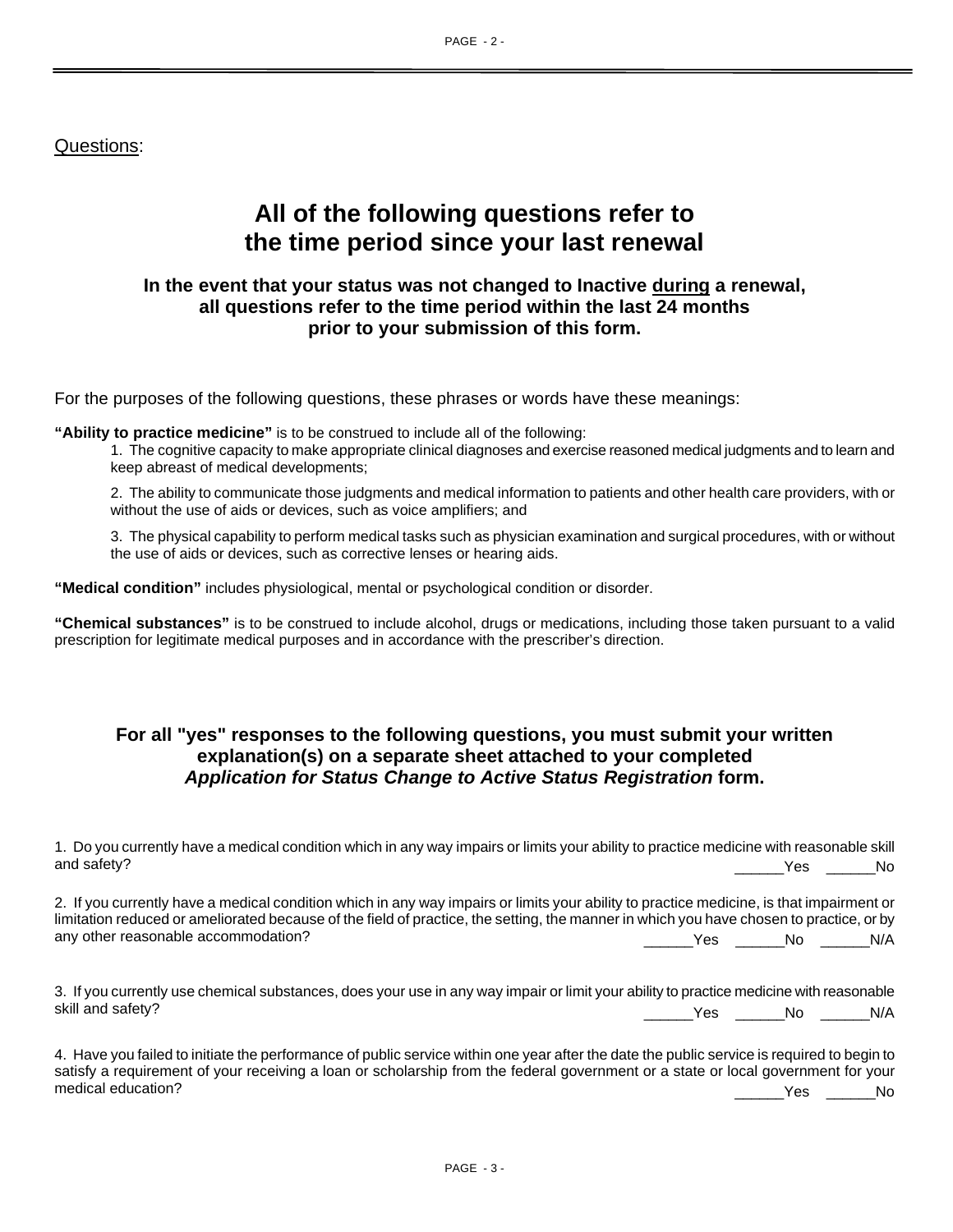Questions:

## All of the following questions refer to the time period since your last renewal

### In the event that your status was not changed to Inactive during a renewal, all questions refer to the time period within the last 24 months prior to your submission of this form.

For the purposes of the following questions, these phrases or words have these meanings:

**"Ability to practice medicine"** is to be construed to include all of the following:

1. The cognitive capacity to make appropriate clinical diagnoses and exercise reasoned medical judgments and to learn and keep abreast of medical developments;
2. The ability to communicate those judgments and medical information to patients and other health care providers, with or without the use of aids or devices, such as voice amplifiers; and
3. The physical capability to perform medical tasks such as physician examination and surgical procedures, with or without the use of aids or devices, such as corrective lenses or hearing aids.

**"Medical condition"** includes physiological, mental or psychological condition or disorder.

**"Chemical substances"** is to be construed to include alcohol, drugs or medications, including those taken pursuant to a valid prescription for legitimate medical purposes and in accordance with the prescriber's direction.

### For all "yes" responses to the following questions, you must submit your written explanation(s) on a separate sheet attached to your completed *Application for Status Change to Active Status Registration* form.

1. Do you currently have a medical condition which in any way impairs or limits your ability to practice medicine with reasonable skill and safety?
______Yes ______No

2. If you currently have a medical condition which in any way impairs or limits your ability to practice medicine, is that impairment or limitation reduced or ameliorated because of the field of practice, the setting, the manner in which you have chosen to practice, or by any other reasonable accommodation?
______Yes ______No ______N/A

3. If you currently use chemical substances, does your use in any way impair or limit your ability to practice medicine with reasonable skill and safety?
______Yes ______No ______N/A

4. Have you failed to initiate the performance of public service within one year after the date the public service is required to begin to satisfy a requirement of your receiving a loan or scholarship from the federal government or a state or local government for your medical education?
______Yes ______No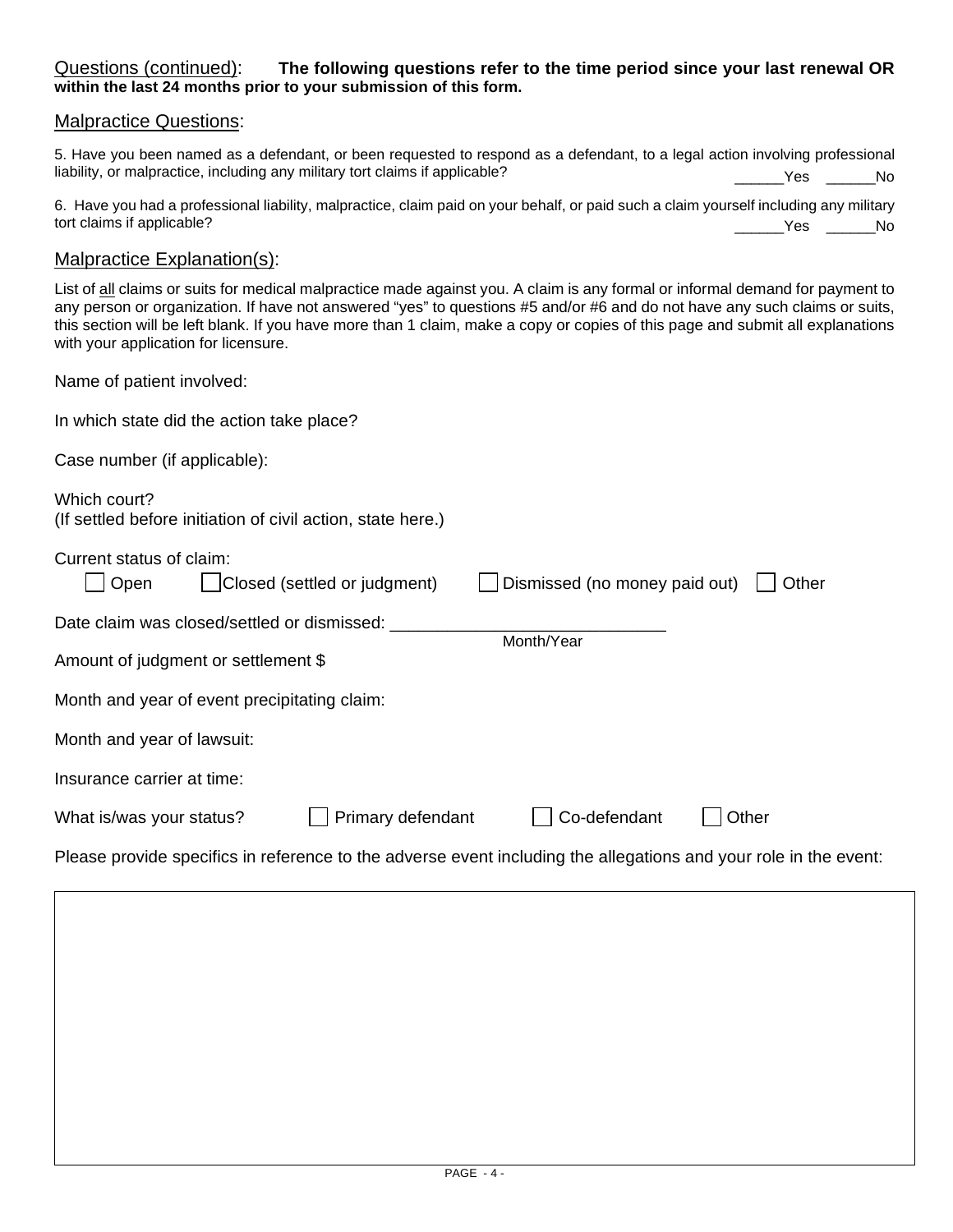Questions (continued): **The following questions refer to the time period since your last renewal OR within the last 24 months prior to your submission of this form.**

## Malpractice Questions:

5. Have you been named as a defendant, or been requested to respond as a defendant, to a legal action involving professional liability, or malpractice, including any military tort claims if applicable? ______Yes ______No

6. Have you had a professional liability, malpractice, claim paid on your behalf, or paid such a claim yourself including any military tort claims if applicable? ______Yes ______No

## Malpractice Explanation(s):

List of all claims or suits for medical malpractice made against you. A claim is any formal or informal demand for payment to any person or organization. If have not answered "yes" to questions #5 and/or #6 and do not have any such claims or suits, this section will be left blank. If you have more than 1 claim, make a copy or copies of this page and submit all explanations with your application for licensure.

Name of patient involved:

In which state did the action take place?

Case number (if applicable):

Which court?
(If settled before initiation of civil action, state here.)

Current status of claim:
☐ Open ☐ Closed (settled or judgment) ☐ Dismissed (no money paid out) ☐ Other

Date claim was closed/settled or dismissed: ____________________________
Month/Year

Amount of judgment or settlement $

Month and year of event precipitating claim:

Month and year of lawsuit:

Insurance carrier at time:

What is/was your status? ☐ Primary defendant ☐ Co-defendant ☐ Other

Please provide specifics in reference to the adverse event including the allegations and your role in the event: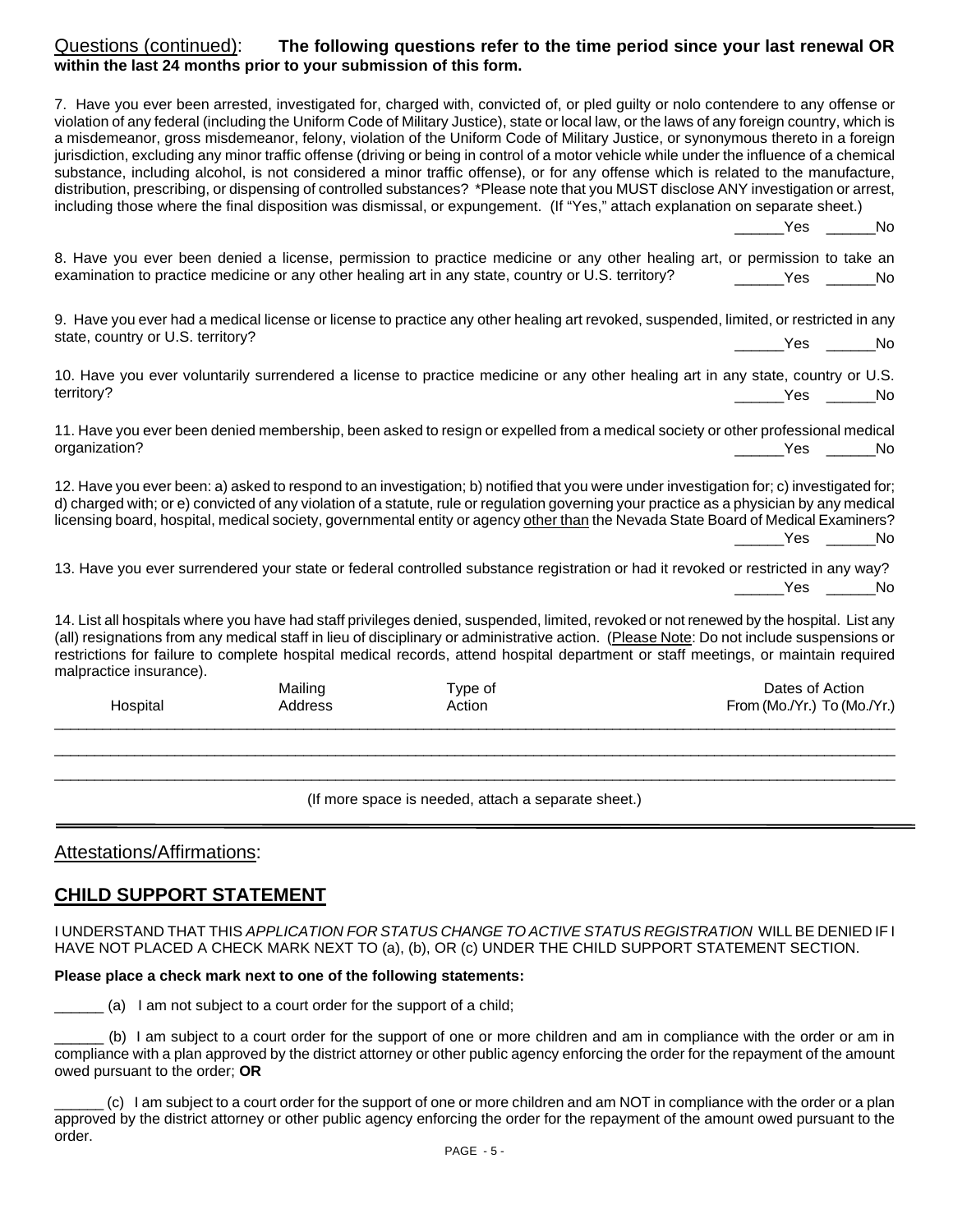Questions (continued): **The following questions refer to the time period since your last renewal OR within the last 24 months prior to your submission of this form.**

7. Have you ever been arrested, investigated for, charged with, convicted of, or pled guilty or nolo contendere to any offense or violation of any federal (including the Uniform Code of Military Justice), state or local law, or the laws of any foreign country, which is a misdemeanor, gross misdemeanor, felony, violation of the Uniform Code of Military Justice, or synonymous thereto in a foreign jurisdiction, excluding any minor traffic offense (driving or being in control of a motor vehicle while under the influence of a chemical substance, including alcohol, is not considered a minor traffic offense), or for any offense which is related to the manufacture, distribution, prescribing, or dispensing of controlled substances? *Please note that you MUST disclose ANY investigation or arrest, including those where the final disposition was dismissal, or expungement. (If "Yes," attach explanation on separate sheet.)

______Yes ______No

8. Have you ever been denied a license, permission to practice medicine or any other healing art, or permission to take an examination to practice medicine or any other healing art in any state, country or U.S. territory?

______Yes ______No

9. Have you ever had a medical license or license to practice any other healing art revoked, suspended, limited, or restricted in any state, country or U.S. territory?

______Yes ______No

10. Have you ever voluntarily surrendered a license to practice medicine or any other healing art in any state, country or U.S. territory?

______Yes ______No

11. Have you ever been denied membership, been asked to resign or expelled from a medical society or other professional medical organization?

______Yes ______No

12. Have you ever been: a) asked to respond to an investigation; b) notified that you were under investigation for; c) investigated for; d) charged with; or e) convicted of any violation of a statute, rule or regulation governing your practice as a physician by any medical licensing board, hospital, medical society, governmental entity or agency other than the Nevada State Board of Medical Examiners?

______Yes ______No

13. Have you ever surrendered your state or federal controlled substance registration or had it revoked or restricted in any way?

______Yes ______No

14. List all hospitals where you have had staff privileges denied, suspended, limited, revoked or not renewed by the hospital. List any (all) resignations from any medical staff in lieu of disciplinary or administrative action. (Please Note: Do not include suspensions or restrictions for failure to complete hospital medical records, attend hospital department or staff meetings, or maintain required malpractice insurance).

| Hospital | Mailing Address | Type of Action | Dates of Action From (Mo./Yr.) To (Mo./Yr.) |
|---|---|---|---|
| | | | |
| | | | |
| | | | |

(If more space is needed, attach a separate sheet.)

---

Attestations/Affirmations:

## CHILD SUPPORT STATEMENT

I UNDERSTAND THAT THIS *APPLICATION FOR STATUS CHANGE TO ACTIVE STATUS REGISTRATION* WILL BE DENIED IF I HAVE NOT PLACED A CHECK MARK NEXT TO (a), (b), OR (c) UNDER THE CHILD SUPPORT STATEMENT SECTION.

**Please place a check mark next to one of the following statements:**

______ (a) I am not subject to a court order for the support of a child;

______ (b) I am subject to a court order for the support of one or more children and am in compliance with the order or am in compliance with a plan approved by the district attorney or other public agency enforcing the order for the repayment of the amount owed pursuant to the order; **OR**

______ (c) I am subject to a court order for the support of one or more children and am NOT in compliance with the order or a plan approved by the district attorney or other public agency enforcing the order for the repayment of the amount owed pursuant to the order.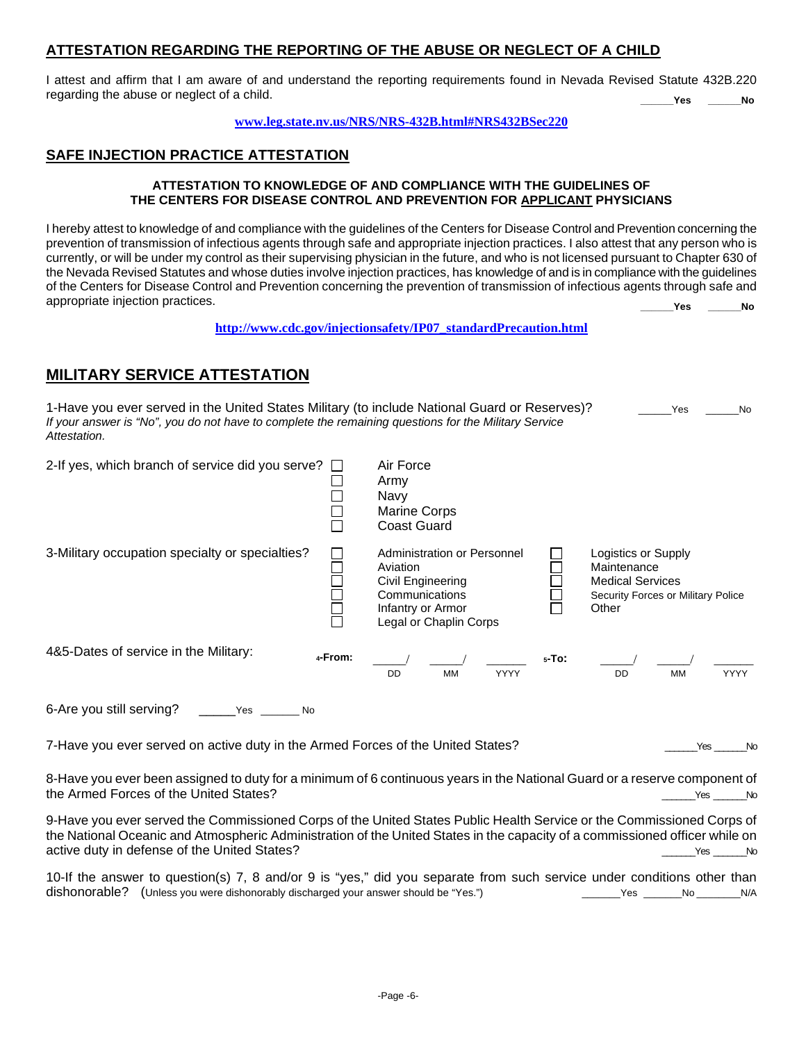## ATTESTATION REGARDING THE REPORTING OF THE ABUSE OR NEGLECT OF A CHILD

I attest and affirm that I am aware of and understand the reporting requirements found in Nevada Revised Statute 432B.220 regarding the abuse or neglect of a child. ______**Yes** ______**No**

**www.leg.state.nv.us/NRS/NRS-432B.html#NRS432BSec220**

## SAFE INJECTION PRACTICE ATTESTATION

**ATTESTATION TO KNOWLEDGE OF AND COMPLIANCE WITH THE GUIDELINES OF THE CENTERS FOR DISEASE CONTROL AND PREVENTION FOR APPLICANT PHYSICIANS**

I hereby attest to knowledge of and compliance with the guidelines of the Centers for Disease Control and Prevention concerning the prevention of transmission of infectious agents through safe and appropriate injection practices. I also attest that any person who is currently, or will be under my control as their supervising physician in the future, and who is not licensed pursuant to Chapter 630 of the Nevada Revised Statutes and whose duties involve injection practices, has knowledge of and is in compliance with the guidelines of the Centers for Disease Control and Prevention concerning the prevention of transmission of infectious agents through safe and appropriate injection practices. ______**Yes** ______**No**

**http://www.cdc.gov/injectionsafety/IP07_standardPrecaution.html**

## MILITARY SERVICE ATTESTATION

1-Have you ever served in the United States Military (to include National Guard or Reserves)? ______Yes ______No

*If your answer is "No", you do not have to complete the remaining questions for the Military Service Attestation.*

2-If yes, which branch of service did you serve?

- ☐ Air Force
- ☐ Army
- ☐ Navy
- ☐ Marine Corps
- ☐ Coast Guard

3-Military occupation specialty or specialties?

- ☐ Administration or Personnel
- ☐ Aviation
- ☐ Civil Engineering
- ☐ Communications
- ☐ Infantry or Armor
- ☐ Legal or Chaplin Corps
- ☐ Logistics or Supply
- ☐ Maintenance
- ☐ Medical Services
- ☐ Security Forces or Military Police
- ☐ Other

4&5-Dates of service in the Military:

4-**From:** ______/ ______/ _______ (DD / MM / YYYY) 5-**To:** ______/ ______/ _______ (DD / MM / YYYY)

6-Are you still serving? ______Yes _______ No

7-Have you ever served on active duty in the Armed Forces of the United States? ______Yes ______No

8-Have you ever been assigned to duty for a minimum of 6 continuous years in the National Guard or a reserve component of the Armed Forces of the United States? ______Yes ______No

9-Have you ever served the Commissioned Corps of the United States Public Health Service or the Commissioned Corps of the National Oceanic and Atmospheric Administration of the United States in the capacity of a commissioned officer while on active duty in defense of the United States? ______Yes ______No

10-If the answer to question(s) 7, 8 and/or 9 is "yes," did you separate from such service under conditions other than dishonorable? (Unless you were dishonorably discharged your answer should be "Yes.") _______Yes _______No ________N/A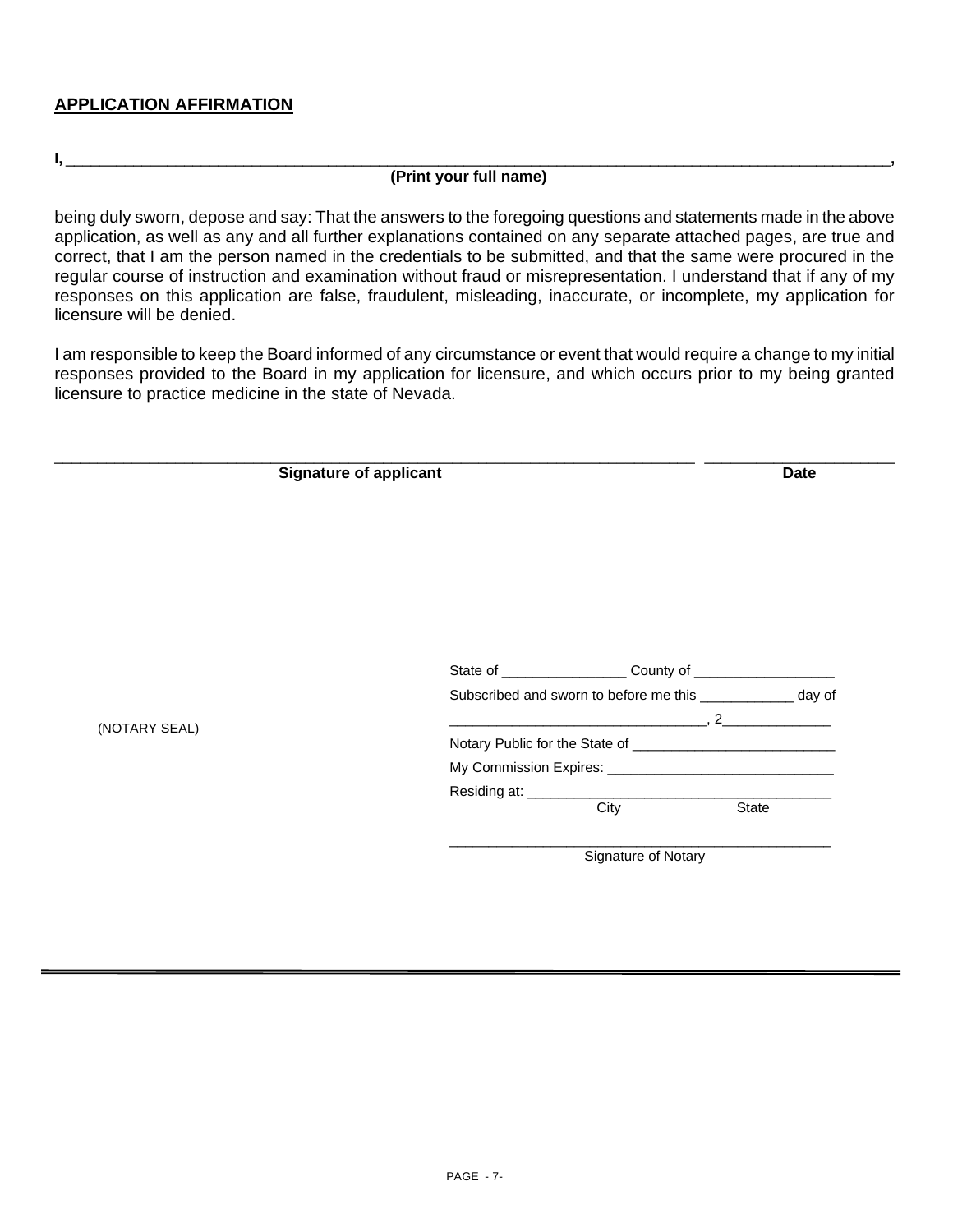**APPLICATION AFFIRMATION**

**I,** ______________________________________________________________________________________,
**(Print your full name)**

being duly sworn, depose and say: That the answers to the foregoing questions and statements made in the above application, as well as any and all further explanations contained on any separate attached pages, are true and correct, that I am the person named in the credentials to be submitted, and that the same were procured in the regular course of instruction and examination without fraud or misrepresentation. I understand that if any of my responses on this application are false, fraudulent, misleading, inaccurate, or incomplete, my application for licensure will be denied.

I am responsible to keep the Board informed of any circumstance or event that would require a change to my initial responses provided to the Board in my application for licensure, and which occurs prior to my being granted licensure to practice medicine in the state of Nevada.

__________________________________________________________________ ____________________
**Signature of applicant** **Date**

(NOTARY SEAL)

State of ________________ County of __________________

Subscribed and sworn to before me this ____________ day of

________________________________, 2______________

Notary Public for the State of __________________________

My Commission Expires: _____________________________

Residing at: ______________________________________
City State

_______________________________________________
Signature of Notary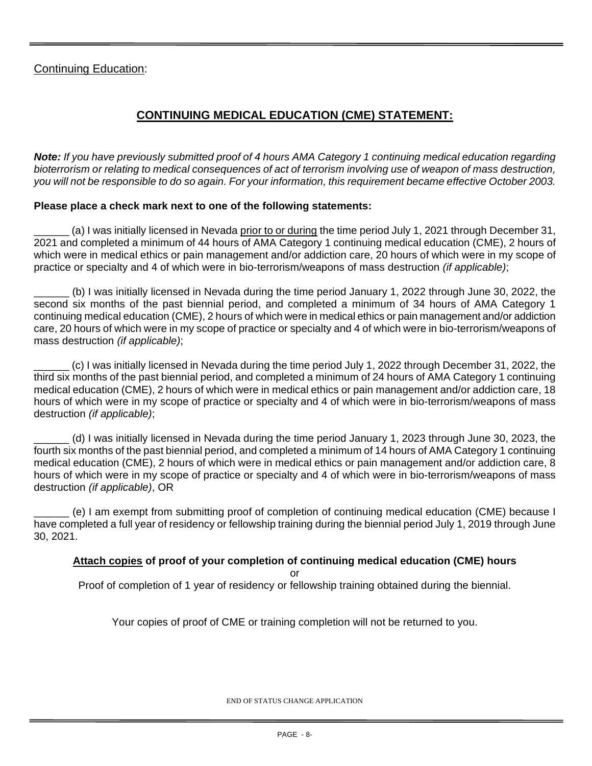Continuing Education:

## CONTINUING MEDICAL EDUCATION (CME) STATEMENT:

***Note:*** *If you have previously submitted proof of 4 hours AMA Category 1 continuing medical education regarding bioterrorism or relating to medical consequences of act of terrorism involving use of weapon of mass destruction, you will not be responsible to do so again. For your information, this requirement became effective October 2003.*

**Please place a check mark next to one of the following statements:**

______ (a) I was initially licensed in Nevada prior to or during the time period July 1, 2021 through December 31, 2021 and completed a minimum of 44 hours of AMA Category 1 continuing medical education (CME), 2 hours of which were in medical ethics or pain management and/or addiction care, 20 hours of which were in my scope of practice or specialty and 4 of which were in bio-terrorism/weapons of mass destruction *(if applicable)*;

______ (b) I was initially licensed in Nevada during the time period January 1, 2022 through June 30, 2022, the second six months of the past biennial period, and completed a minimum of 34 hours of AMA Category 1 continuing medical education (CME), 2 hours of which were in medical ethics or pain management and/or addiction care, 20 hours of which were in my scope of practice or specialty and 4 of which were in bio-terrorism/weapons of mass destruction *(if applicable)*;

______ (c) I was initially licensed in Nevada during the time period July 1, 2022 through December 31, 2022, the third six months of the past biennial period, and completed a minimum of 24 hours of AMA Category 1 continuing medical education (CME), 2 hours of which were in medical ethics or pain management and/or addiction care, 18 hours of which were in my scope of practice or specialty and 4 of which were in bio-terrorism/weapons of mass destruction *(if applicable)*;

______ (d) I was initially licensed in Nevada during the time period January 1, 2023 through June 30, 2023, the fourth six months of the past biennial period, and completed a minimum of 14 hours of AMA Category 1 continuing medical education (CME), 2 hours of which were in medical ethics or pain management and/or addiction care, 8 hours of which were in my scope of practice or specialty and 4 of which were in bio-terrorism/weapons of mass destruction *(if applicable)*, OR

______ (e) I am exempt from submitting proof of completion of continuing medical education (CME) because I have completed a full year of residency or fellowship training during the biennial period July 1, 2019 through June 30, 2021.

**Attach copies of proof of your completion of continuing medical education (CME) hours**

or

Proof of completion of 1 year of residency or fellowship training obtained during the biennial.

Your copies of proof of CME or training completion will not be returned to you.

END OF STATUS CHANGE APPLICATION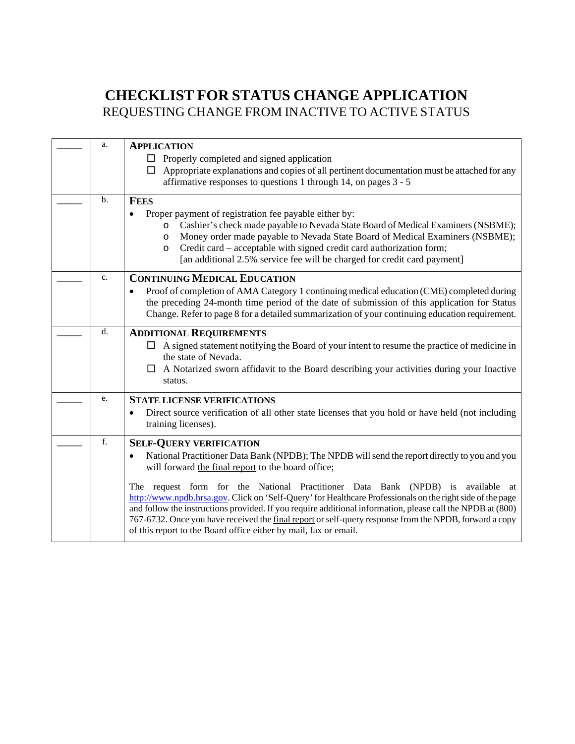# CHECKLIST FOR STATUS CHANGE APPLICATION

## REQUESTING CHANGE FROM INACTIVE TO ACTIVE STATUS

| | | |
|---|---|---|
| _____ | a. | **APPLICATION**<br>☐ Properly completed and signed application<br>☐ Appropriate explanations and copies of all pertinent documentation must be attached for any affirmative responses to questions 1 through 14, on pages 3 - 5 |
| _____ | b. | **FEES**<br>• Proper payment of registration fee payable either by:<br>  o Cashier's check made payable to Nevada State Board of Medical Examiners (NSBME);<br>  o Money order made payable to Nevada State Board of Medical Examiners (NSBME);<br>  o Credit card – acceptable with signed credit card authorization form;<br>  [an additional 2.5% service fee will be charged for credit card payment] |
| _____ | c. | **CONTINUING MEDICAL EDUCATION**<br>• Proof of completion of AMA Category 1 continuing medical education (CME) completed during the preceding 24-month time period of the date of submission of this application for Status Change. Refer to page 8 for a detailed summarization of your continuing education requirement. |
| _____ | d. | **ADDITIONAL REQUIREMENTS**<br>☐ A signed statement notifying the Board of your intent to resume the practice of medicine in the state of Nevada.<br>☐ A Notarized sworn affidavit to the Board describing your activities during your Inactive status. |
| _____ | e. | **STATE LICENSE VERIFICATIONS**<br>• Direct source verification of all other state licenses that you hold or have held (not including training licenses). |
| _____ | f. | **SELF-QUERY VERIFICATION**<br>• National Practitioner Data Bank (NPDB); The NPDB will send the report directly to you and you will forward the final report to the board office;<br><br>The request form for the National Practitioner Data Bank (NPDB) is available at http://www.npdb.hrsa.gov. Click on 'Self-Query' for Healthcare Professionals on the right side of the page and follow the instructions provided. If you require additional information, please call the NPDB at (800) 767-6732. Once you have received the final report or self-query response from the NPDB, forward a copy of this report to the Board office either by mail, fax or email. |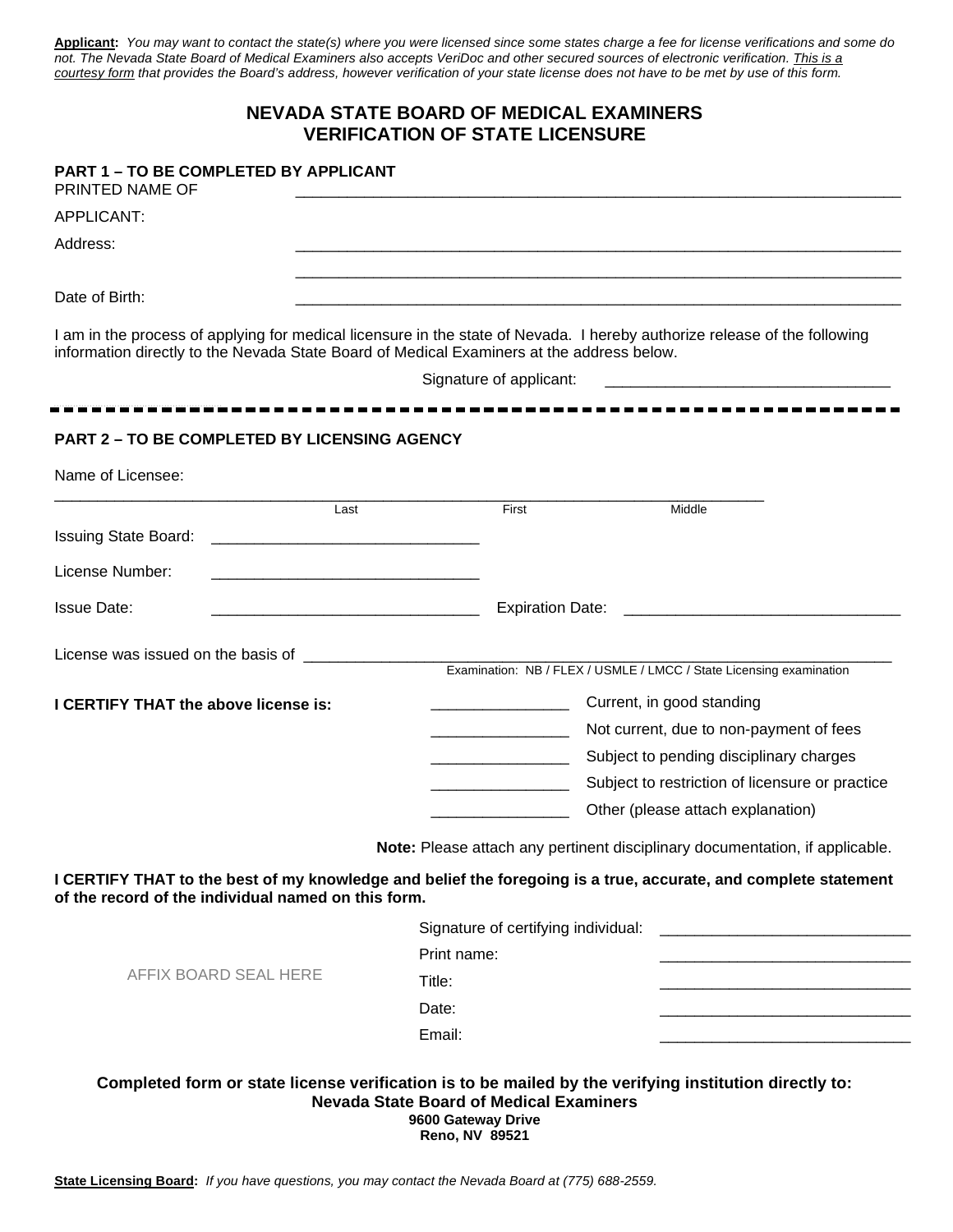**Applicant:** *You may want to contact the state(s) where you were licensed since some states charge a fee for license verifications and some do not. The Nevada State Board of Medical Examiners also accepts VeriDoc and other secured sources of electronic verification. This is a courtesy form that provides the Board's address, however verification of your state license does not have to be met by use of this form.*

# NEVADA STATE BOARD OF MEDICAL EXAMINERS
# VERIFICATION OF STATE LICENSURE

**PART 1 – TO BE COMPLETED BY APPLICANT**

PRINTED NAME OF APPLICANT: ________________________________________________

Address: ________________________________________________

________________________________________________

Date of Birth: ________________________________________________

I am in the process of applying for medical licensure in the state of Nevada. I hereby authorize release of the following information directly to the Nevada State Board of Medical Examiners at the address below.

Signature of applicant: ________________________________

---

**PART 2 – TO BE COMPLETED BY LICENSING AGENCY**

Name of Licensee:

________________________________________________

Last First Middle

Issuing State Board: ______________________________

License Number: ______________________________

Issue Date: ______________________________ Expiration Date: ______________________________

License was issued on the basis of ________________________________________________

Examination: NB / FLEX / USMLE / LMCC / State Licensing examination

**I CERTIFY THAT the above license is:**

_______________ Current, in good standing

_______________ Not current, due to non-payment of fees

_______________ Subject to pending disciplinary charges

_______________ Subject to restriction of licensure or practice

_______________ Other (please attach explanation)

**Note:** Please attach any pertinent disciplinary documentation, if applicable.

**I CERTIFY THAT to the best of my knowledge and belief the foregoing is a true, accurate, and complete statement of the record of the individual named on this form.**

AFFIX BOARD SEAL HERE

Signature of certifying individual: ____________________________

Print name: ____________________________

Title: ____________________________

Date: ____________________________

Email: ____________________________

**Completed form or state license verification is to be mailed by the verifying institution directly to:**
**Nevada State Board of Medical Examiners**
**9600 Gateway Drive**
**Reno, NV 89521**

**State Licensing Board:** *If you have questions, you may contact the Nevada Board at (775) 688-2559.*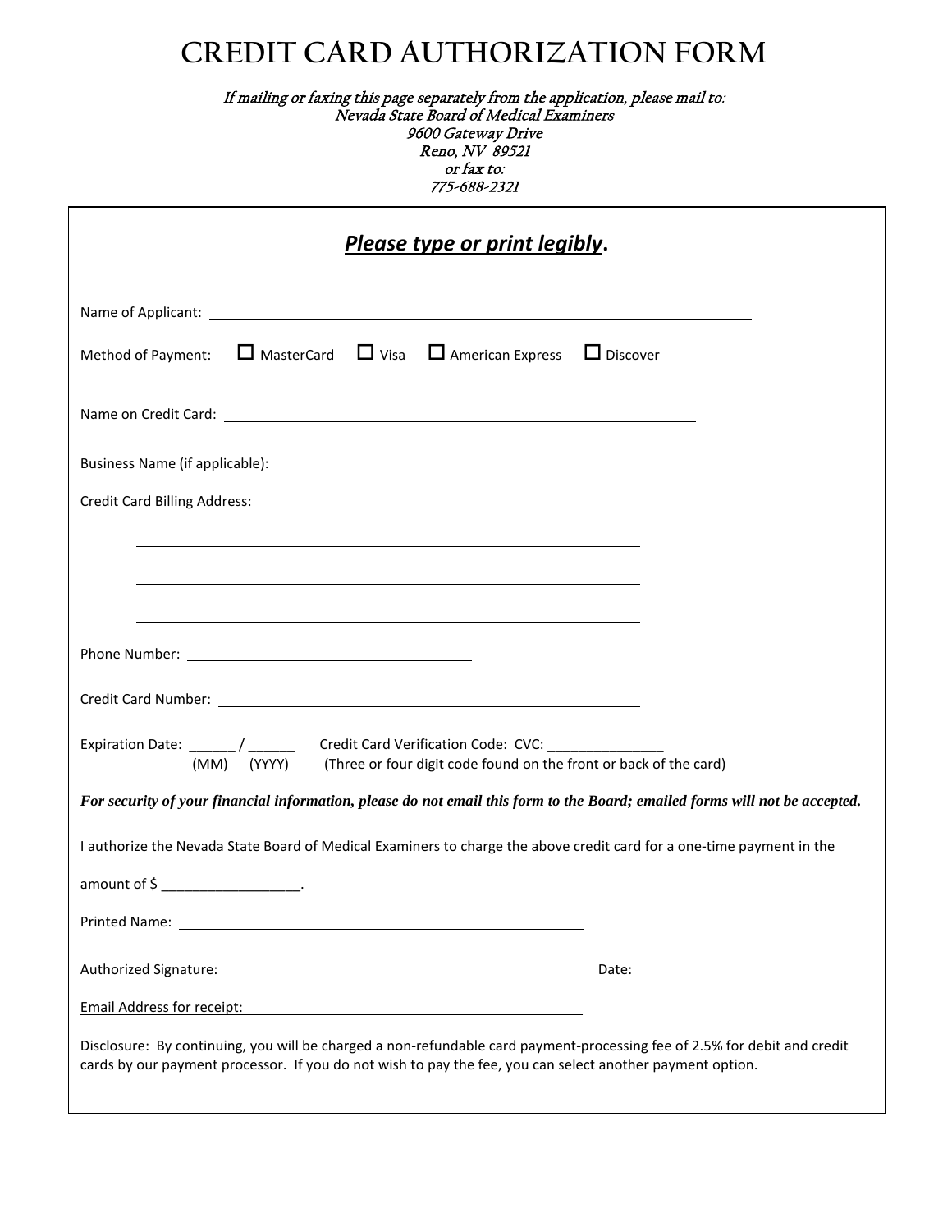# CREDIT CARD AUTHORIZATION FORM

*If mailing or faxing this page separately from the application, please mail to:*
*Nevada State Board of Medical Examiners*
*9600 Gateway Drive*
*Reno, NV 89521*
*or fax to:*
*775-688-2321*

***Please type or print legibly*.**

Name of Applicant: ______________________________________________

Method of Payment: ☐ MasterCard ☐ Visa ☐ American Express ☐ Discover

Name on Credit Card: ______________________________________________

Business Name (if applicable): ______________________________________________

Credit Card Billing Address:

______________________________________________

______________________________________________

______________________________________________

Phone Number: ______________________________

Credit Card Number: ______________________________________________

Expiration Date: ______ / ______ (MM) (YYYY) Credit Card Verification Code: CVC: _______________ (Three or four digit code found on the front or back of the card)

***For security of your financial information, please do not email this form to the Board; emailed forms will not be accepted.***

I authorize the Nevada State Board of Medical Examiners to charge the above credit card for a one-time payment in the amount of $ __________________.

Printed Name: ______________________________________________

Authorized Signature: ______________________________________________ Date: _______________

Email Address for receipt: ______________________________________________

Disclosure: By continuing, you will be charged a non-refundable card payment-processing fee of 2.5% for debit and credit cards by our payment processor. If you do not wish to pay the fee, you can select another payment option.